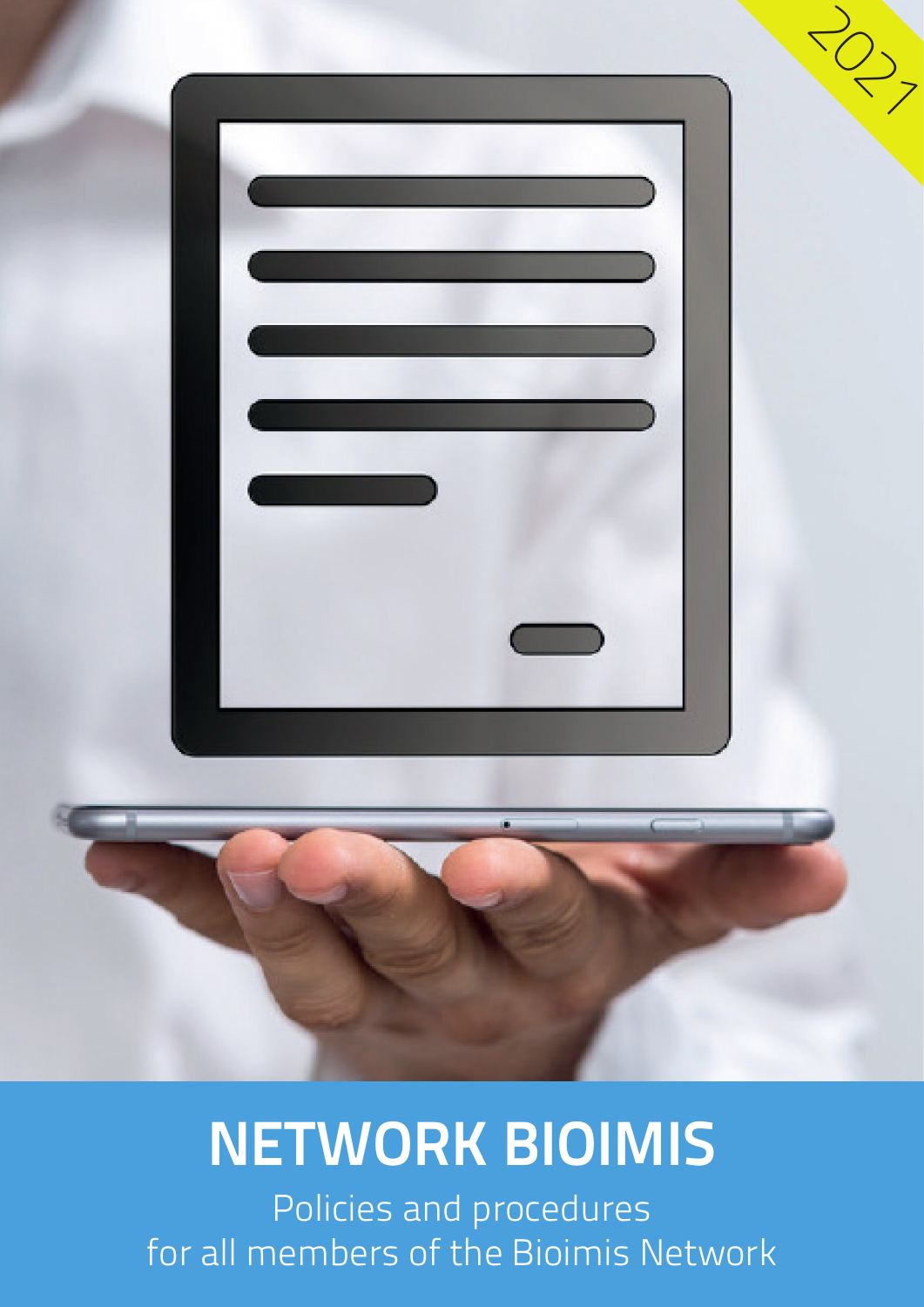2021

# NETWORK BIOIMIS

Policies and procedures
for all members of the Bioimis Network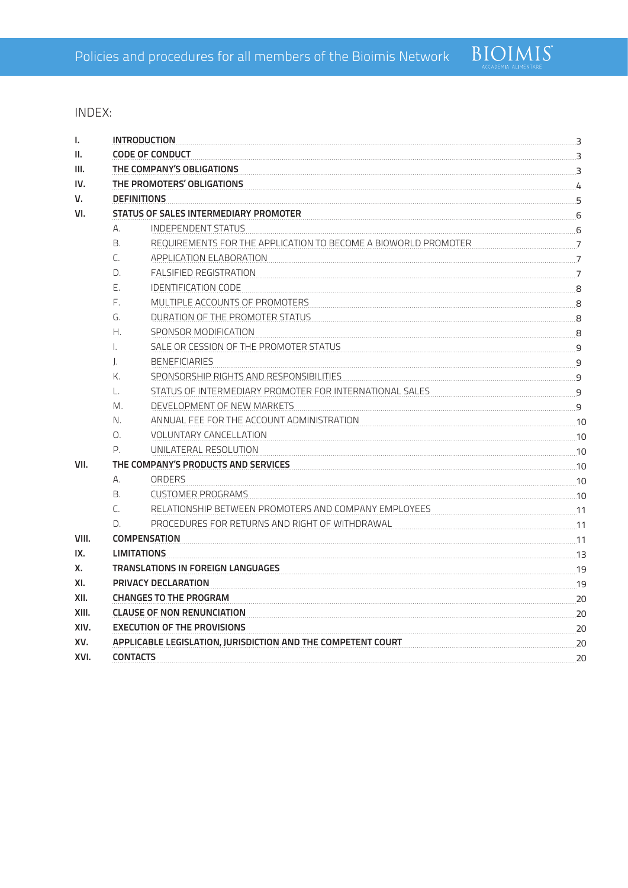INDEX:

| | | | |
|---|---|---|---|
| **I.** | **INTRODUCTION** | | 3 |
| **II.** | **CODE OF CONDUCT** | | 3 |
| **III.** | **THE COMPANY'S OBLIGATIONS** | | 3 |
| **IV.** | **THE PROMOTERS' OBLIGATIONS** | | 4 |
| **V.** | **DEFINITIONS** | | 5 |
| **VI.** | **STATUS OF SALES INTERMEDIARY PROMOTER** | | 6 |
| | A. | INDEPENDENT STATUS | 6 |
| | B. | REQUIREMENTS FOR THE APPLICATION TO BECOME A BIOWORLD PROMOTER | 7 |
| | C. | APPLICATION ELABORATION | 7 |
| | D. | FALSIFIED REGISTRATION | 7 |
| | E. | IDENTIFICATION CODE | 8 |
| | F. | MULTIPLE ACCOUNTS OF PROMOTERS | 8 |
| | G. | DURATION OF THE PROMOTER STATUS | 8 |
| | H. | SPONSOR MODIFICATION | 8 |
| | I. | SALE OR CESSION OF THE PROMOTER STATUS | 9 |
| | J. | BENEFICIARIES | 9 |
| | K. | SPONSORSHIP RIGHTS AND RESPONSIBILITIES | 9 |
| | L. | STATUS OF INTERMEDIARY PROMOTER FOR INTERNATIONAL SALES | 9 |
| | M. | DEVELOPMENT OF NEW MARKETS | 9 |
| | N. | ANNUAL FEE FOR THE ACCOUNT ADMINISTRATION | 10 |
| | O. | VOLUNTARY CANCELLATION | 10 |
| | P. | UNILATERAL RESOLUTION | 10 |
| **VII.** | **THE COMPANY'S PRODUCTS AND SERVICES** | | 10 |
| | A. | ORDERS | 10 |
| | B. | CUSTOMER PROGRAMS | 10 |
| | C. | RELATIONSHIP BETWEEN PROMOTERS AND COMPANY EMPLOYEES | 11 |
| | D. | PROCEDURES FOR RETURNS AND RIGHT OF WITHDRAWAL | 11 |
| **VIII.** | **COMPENSATION** | | 11 |
| **IX.** | **LIMITATIONS** | | 13 |
| **X.** | **TRANSLATIONS IN FOREIGN LANGUAGES** | | 19 |
| **XI.** | **PRIVACY DECLARATION** | | 19 |
| **XII.** | **CHANGES TO THE PROGRAM** | | 20 |
| **XIII.** | **CLAUSE OF NON RENUNCIATION** | | 20 |
| **XIV.** | **EXECUTION OF THE PROVISIONS** | | 20 |
| **XV.** | **APPLICABLE LEGISLATION, JURISDICTION AND THE COMPETENT COURT** | | 20 |
| **XVI.** | **CONTACTS** | | 20 |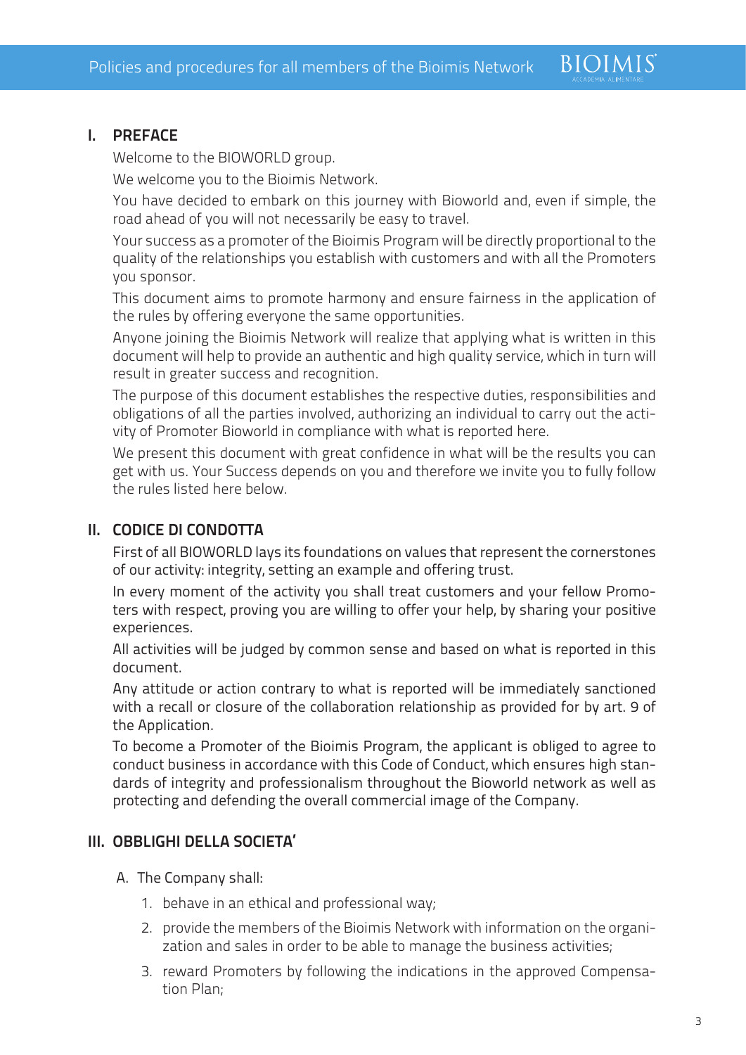## I. PREFACE

Welcome to the BIOWORLD group.

We welcome you to the Bioimis Network.

You have decided to embark on this journey with Bioworld and, even if simple, the road ahead of you will not necessarily be easy to travel.

Your success as a promoter of the Bioimis Program will be directly proportional to the quality of the relationships you establish with customers and with all the Promoters you sponsor.

This document aims to promote harmony and ensure fairness in the application of the rules by offering everyone the same opportunities.

Anyone joining the Bioimis Network will realize that applying what is written in this document will help to provide an authentic and high quality service, which in turn will result in greater success and recognition.

The purpose of this document establishes the respective duties, responsibilities and obligations of all the parties involved, authorizing an individual to carry out the activity of Promoter Bioworld in compliance with what is reported here.

We present this document with great confidence in what will be the results you can get with us. Your Success depends on you and therefore we invite you to fully follow the rules listed here below.

## II. CODICE DI CONDOTTA

First of all BIOWORLD lays its foundations on values that represent the cornerstones of our activity: integrity, setting an example and offering trust.

In every moment of the activity you shall treat customers and your fellow Promoters with respect, proving you are willing to offer your help, by sharing your positive experiences.

All activities will be judged by common sense and based on what is reported in this document.

Any attitude or action contrary to what is reported will be immediately sanctioned with a recall or closure of the collaboration relationship as provided for by art. 9 of the Application.

To become a Promoter of the Bioimis Program, the applicant is obliged to agree to conduct business in accordance with this Code of Conduct, which ensures high standards of integrity and professionalism throughout the Bioworld network as well as protecting and defending the overall commercial image of the Company.

## III. OBBLIGHI DELLA SOCIETA'

A. The Company shall:

1. behave in an ethical and professional way;
2. provide the members of the Bioimis Network with information on the organization and sales in order to be able to manage the business activities;
3. reward Promoters by following the indications in the approved Compensation Plan;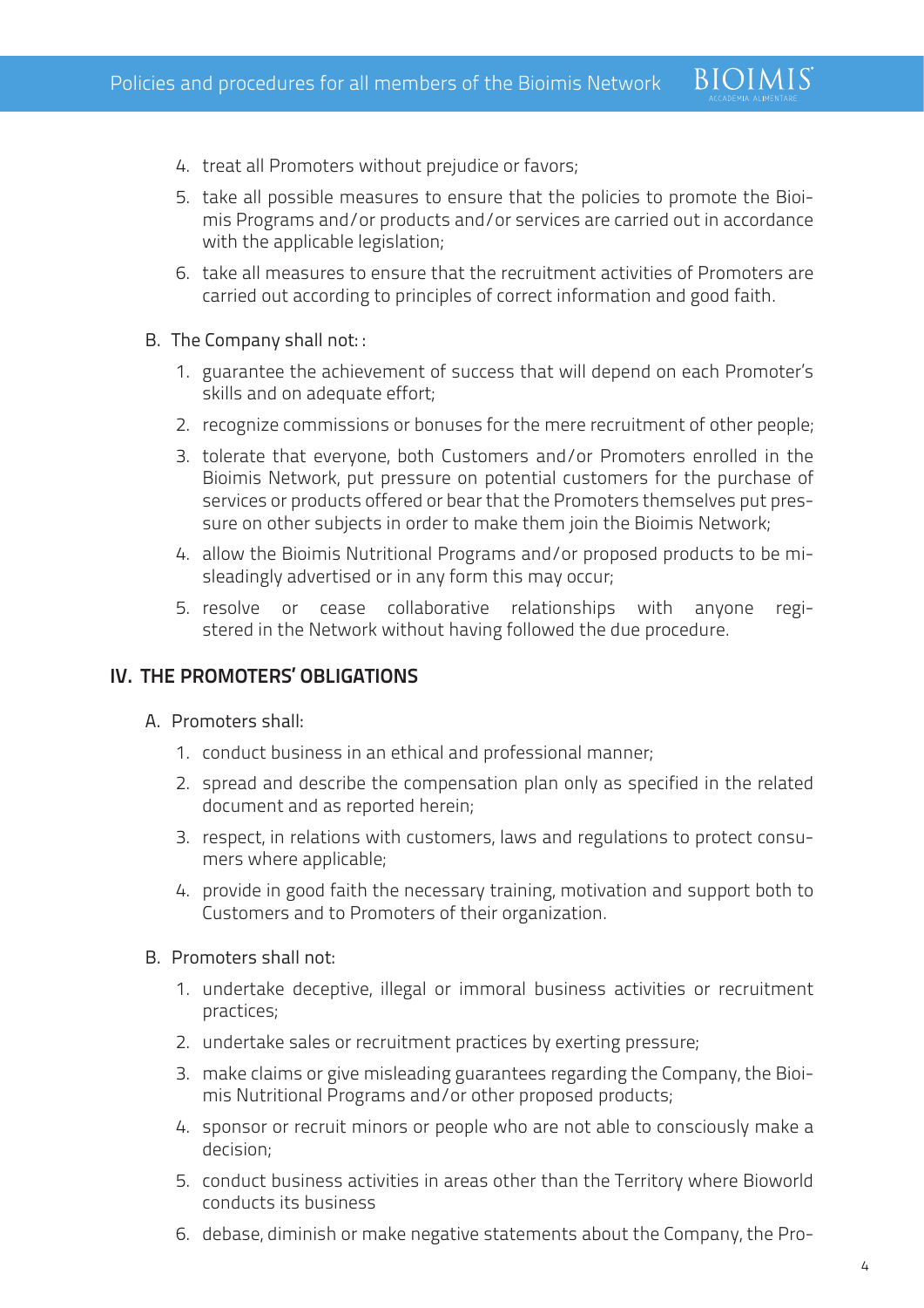4. treat all Promoters without prejudice or favors;
5. take all possible measures to ensure that the policies to promote the Bioimis Programs and/or products and/or services are carried out in accordance with the applicable legislation;
6. take all measures to ensure that the recruitment activities of Promoters are carried out according to principles of correct information and good faith.

B. The Company shall not: :

1. guarantee the achievement of success that will depend on each Promoter's skills and on adequate effort;
2. recognize commissions or bonuses for the mere recruitment of other people;
3. tolerate that everyone, both Customers and/or Promoters enrolled in the Bioimis Network, put pressure on potential customers for the purchase of services or products offered or bear that the Promoters themselves put pressure on other subjects in order to make them join the Bioimis Network;
4. allow the Bioimis Nutritional Programs and/or proposed products to be misleadingly advertised or in any form this may occur;
5. resolve or cease collaborative relationships with anyone registered in the Network without having followed the due procedure.

## IV. THE PROMOTERS' OBLIGATIONS

A. Promoters shall:

1. conduct business in an ethical and professional manner;
2. spread and describe the compensation plan only as specified in the related document and as reported herein;
3. respect, in relations with customers, laws and regulations to protect consumers where applicable;
4. provide in good faith the necessary training, motivation and support both to Customers and to Promoters of their organization.

B. Promoters shall not:

1. undertake deceptive, illegal or immoral business activities or recruitment practices;
2. undertake sales or recruitment practices by exerting pressure;
3. make claims or give misleading guarantees regarding the Company, the Bioimis Nutritional Programs and/or other proposed products;
4. sponsor or recruit minors or people who are not able to consciously make a decision;
5. conduct business activities in areas other than the Territory where Bioworld conducts its business
6. debase, diminish or make negative statements about the Company, the Pro-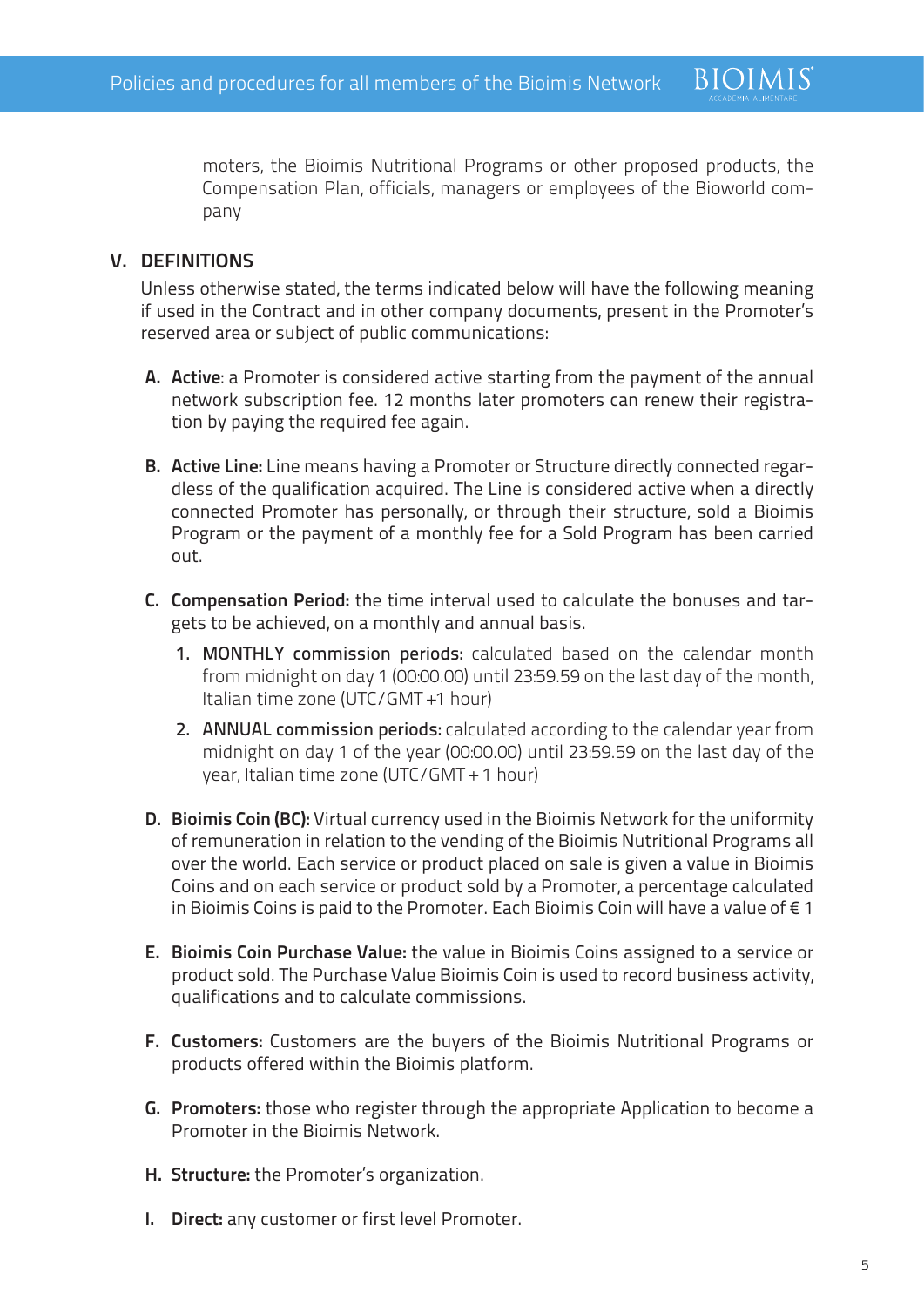moters, the Bioimis Nutritional Programs or other proposed products, the Compensation Plan, officials, managers or employees of the Bioworld company

## V. DEFINITIONS

Unless otherwise stated, the terms indicated below will have the following meaning if used in the Contract and in other company documents, present in the Promoter's reserved area or subject of public communications:

A. **Active**: a Promoter is considered active starting from the payment of the annual network subscription fee. 12 months later promoters can renew their registration by paying the required fee again.

B. **Active Line:** Line means having a Promoter or Structure directly connected regardless of the qualification acquired. The Line is considered active when a directly connected Promoter has personally, or through their structure, sold a Bioimis Program or the payment of a monthly fee for a Sold Program has been carried out.

C. **Compensation Period:** the time interval used to calculate the bonuses and targets to be achieved, on a monthly and annual basis.

   1. **MONTHLY commission periods:** calculated based on the calendar month from midnight on day 1 (00:00.00) until 23:59.59 on the last day of the month, Italian time zone (UTC/GMT +1 hour)
   2. **ANNUAL commission periods:** calculated according to the calendar year from midnight on day 1 of the year (00:00.00) until 23:59.59 on the last day of the year, Italian time zone (UTC/GMT + 1 hour)

D. **Bioimis Coin (BC):** Virtual currency used in the Bioimis Network for the uniformity of remuneration in relation to the vending of the Bioimis Nutritional Programs all over the world. Each service or product placed on sale is given a value in Bioimis Coins and on each service or product sold by a Promoter, a percentage calculated in Bioimis Coins is paid to the Promoter. Each Bioimis Coin will have a value of € 1

E. **Bioimis Coin Purchase Value:** the value in Bioimis Coins assigned to a service or product sold. The Purchase Value Bioimis Coin is used to record business activity, qualifications and to calculate commissions.

F. **Customers:** Customers are the buyers of the Bioimis Nutritional Programs or products offered within the Bioimis platform.

G. **Promoters:** those who register through the appropriate Application to become a Promoter in the Bioimis Network.

H. **Structure:** the Promoter's organization.

I. **Direct:** any customer or first level Promoter.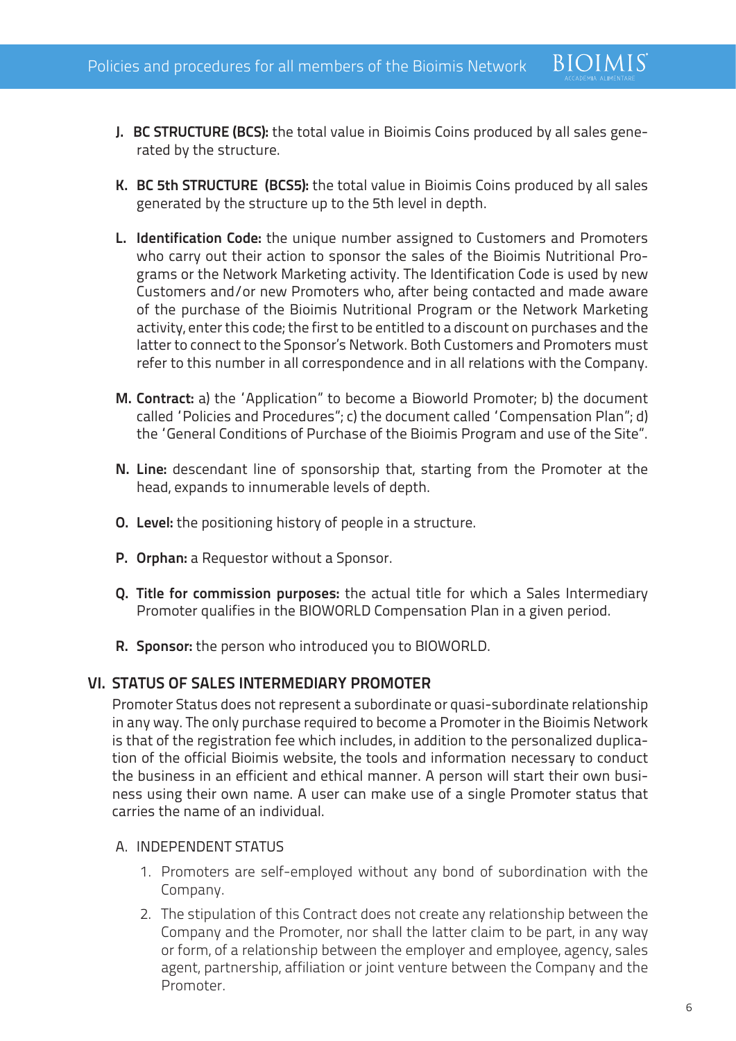J. **BC STRUCTURE (BCS):** the total value in Bioimis Coins produced by all sales generated by the structure.

K. **BC 5th STRUCTURE (BCS5):** the total value in Bioimis Coins produced by all sales generated by the structure up to the 5th level in depth.

L. **Identification Code:** the unique number assigned to Customers and Promoters who carry out their action to sponsor the sales of the Bioimis Nutritional Programs or the Network Marketing activity. The Identification Code is used by new Customers and/or new Promoters who, after being contacted and made aware of the purchase of the Bioimis Nutritional Program or the Network Marketing activity, enter this code; the first to be entitled to a discount on purchases and the latter to connect to the Sponsor's Network. Both Customers and Promoters must refer to this number in all correspondence and in all relations with the Company.

M. **Contract:** a) the 'Application" to become a Bioworld Promoter; b) the document called 'Policies and Procedures"; c) the document called 'Compensation Plan"; d) the 'General Conditions of Purchase of the Bioimis Program and use of the Site".

N. **Line:** descendant line of sponsorship that, starting from the Promoter at the head, expands to innumerable levels of depth.

O. **Level:** the positioning history of people in a structure.

P. **Orphan:** a Requestor without a Sponsor.

Q. **Title for commission purposes:** the actual title for which a Sales Intermediary Promoter qualifies in the BIOWORLD Compensation Plan in a given period.

R. **Sponsor:** the person who introduced you to BIOWORLD.

## VI. STATUS OF SALES INTERMEDIARY PROMOTER

Promoter Status does not represent a subordinate or quasi-subordinate relationship in any way. The only purchase required to become a Promoter in the Bioimis Network is that of the registration fee which includes, in addition to the personalized duplication of the official Bioimis website, the tools and information necessary to conduct the business in an efficient and ethical manner. A person will start their own business using their own name. A user can make use of a single Promoter status that carries the name of an individual.

A. INDEPENDENT STATUS

1. Promoters are self-employed without any bond of subordination with the Company.
2. The stipulation of this Contract does not create any relationship between the Company and the Promoter, nor shall the latter claim to be part, in any way or form, of a relationship between the employer and employee, agency, sales agent, partnership, affiliation or joint venture between the Company and the Promoter.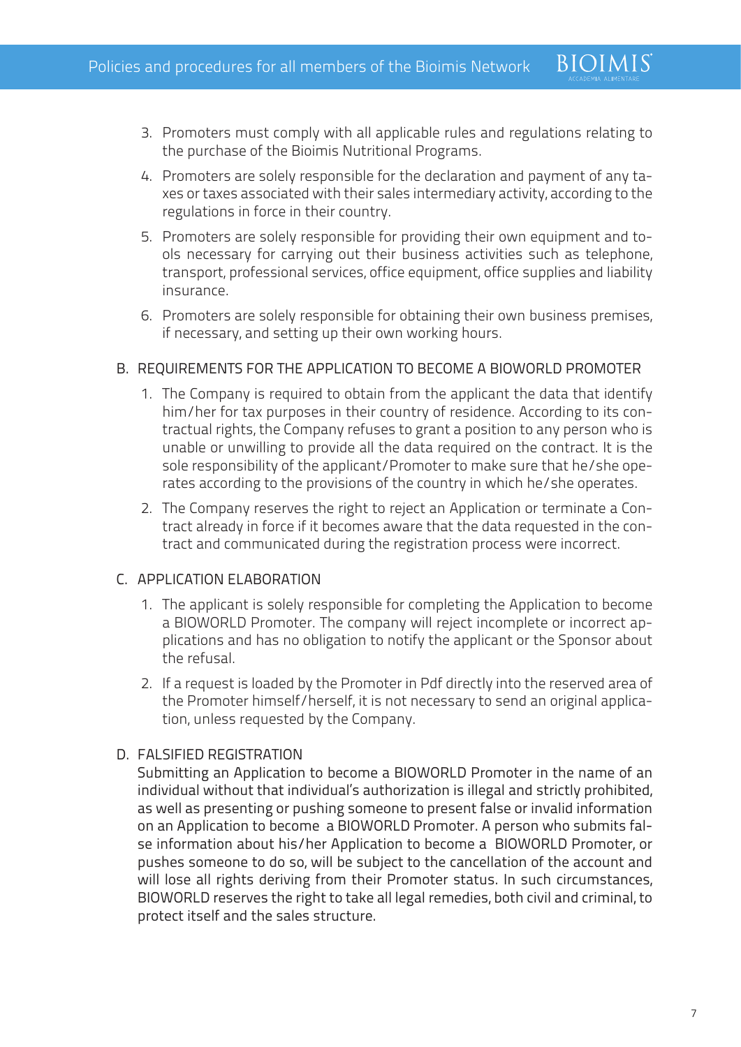3. Promoters must comply with all applicable rules and regulations relating to the purchase of the Bioimis Nutritional Programs.
4. Promoters are solely responsible for the declaration and payment of any taxes or taxes associated with their sales intermediary activity, according to the regulations in force in their country.
5. Promoters are solely responsible for providing their own equipment and tools necessary for carrying out their business activities such as telephone, transport, professional services, office equipment, office supplies and liability insurance.
6. Promoters are solely responsible for obtaining their own business premises, if necessary, and setting up their own working hours.

B. REQUIREMENTS FOR THE APPLICATION TO BECOME A BIOWORLD PROMOTER

1. The Company is required to obtain from the applicant the data that identify him/her for tax purposes in their country of residence. According to its contractual rights, the Company refuses to grant a position to any person who is unable or unwilling to provide all the data required on the contract. It is the sole responsibility of the applicant/Promoter to make sure that he/she operates according to the provisions of the country in which he/she operates.
2. The Company reserves the right to reject an Application or terminate a Contract already in force if it becomes aware that the data requested in the contract and communicated during the registration process were incorrect.

C. APPLICATION ELABORATION

1. The applicant is solely responsible for completing the Application to become a BIOWORLD Promoter. The company will reject incomplete or incorrect applications and has no obligation to notify the applicant or the Sponsor about the refusal.
2. If a request is loaded by the Promoter in Pdf directly into the reserved area of the Promoter himself/herself, it is not necessary to send an original application, unless requested by the Company.

D. FALSIFIED REGISTRATION

Submitting an Application to become a BIOWORLD Promoter in the name of an individual without that individual's authorization is illegal and strictly prohibited, as well as presenting or pushing someone to present false or invalid information on an Application to become a BIOWORLD Promoter. A person who submits false information about his/her Application to become a BIOWORLD Promoter, or pushes someone to do so, will be subject to the cancellation of the account and will lose all rights deriving from their Promoter status. In such circumstances, BIOWORLD reserves the right to take all legal remedies, both civil and criminal, to protect itself and the sales structure.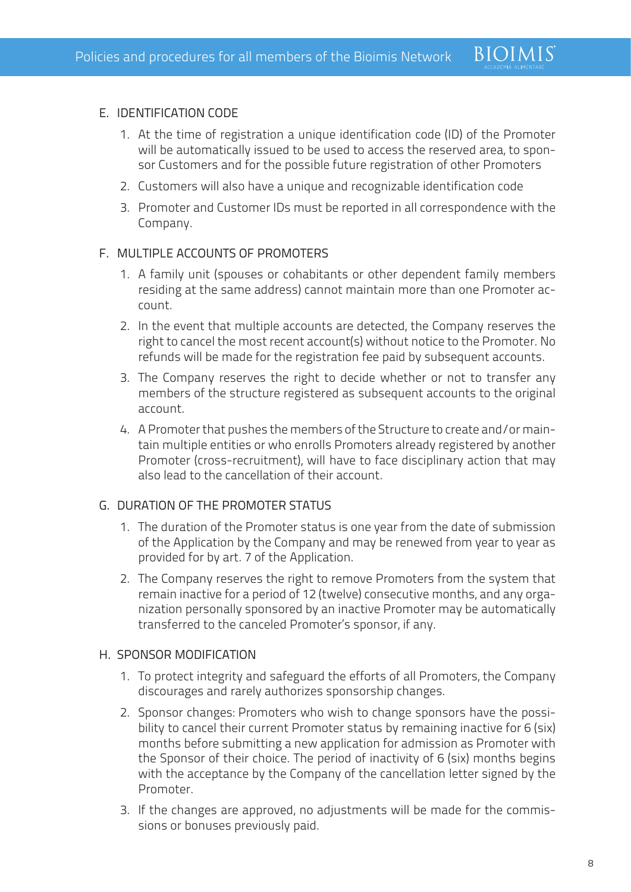## E. IDENTIFICATION CODE

1. At the time of registration a unique identification code (ID) of the Promoter will be automatically issued to be used to access the reserved area, to sponsor Customers and for the possible future registration of other Promoters
2. Customers will also have a unique and recognizable identification code
3. Promoter and Customer IDs must be reported in all correspondence with the Company.

## F. MULTIPLE ACCOUNTS OF PROMOTERS

1. A family unit (spouses or cohabitants or other dependent family members residing at the same address) cannot maintain more than one Promoter account.
2. In the event that multiple accounts are detected, the Company reserves the right to cancel the most recent account(s) without notice to the Promoter. No refunds will be made for the registration fee paid by subsequent accounts.
3. The Company reserves the right to decide whether or not to transfer any members of the structure registered as subsequent accounts to the original account.
4. A Promoter that pushes the members of the Structure to create and/or maintain multiple entities or who enrolls Promoters already registered by another Promoter (cross-recruitment), will have to face disciplinary action that may also lead to the cancellation of their account.

## G. DURATION OF THE PROMOTER STATUS

1. The duration of the Promoter status is one year from the date of submission of the Application by the Company and may be renewed from year to year as provided for by art. 7 of the Application.
2. The Company reserves the right to remove Promoters from the system that remain inactive for a period of 12 (twelve) consecutive months, and any organization personally sponsored by an inactive Promoter may be automatically transferred to the canceled Promoter's sponsor, if any.

## H. SPONSOR MODIFICATION

1. To protect integrity and safeguard the efforts of all Promoters, the Company discourages and rarely authorizes sponsorship changes.
2. Sponsor changes: Promoters who wish to change sponsors have the possibility to cancel their current Promoter status by remaining inactive for 6 (six) months before submitting a new application for admission as Promoter with the Sponsor of their choice. The period of inactivity of 6 (six) months begins with the acceptance by the Company of the cancellation letter signed by the Promoter.
3. If the changes are approved, no adjustments will be made for the commissions or bonuses previously paid.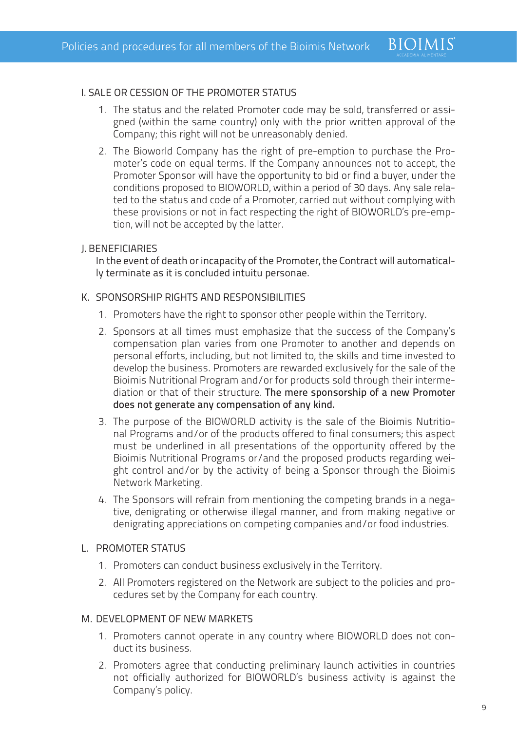## I. SALE OR CESSION OF THE PROMOTER STATUS

1. The status and the related Promoter code may be sold, transferred or assigned (within the same country) only with the prior written approval of the Company; this right will not be unreasonably denied.
2. The Bioworld Company has the right of pre-emption to purchase the Promoter's code on equal terms. If the Company announces not to accept, the Promoter Sponsor will have the opportunity to bid or find a buyer, under the conditions proposed to BIOWORLD, within a period of 30 days. Any sale related to the status and code of a Promoter, carried out without complying with these provisions or not in fact respecting the right of BIOWORLD's pre-emption, will not be accepted by the latter.

## J. BENEFICIARIES

In the event of death or incapacity of the Promoter, the Contract will automatically terminate as it is concluded intuitu personae.

## K. SPONSORSHIP RIGHTS AND RESPONSIBILITIES

1. Promoters have the right to sponsor other people within the Territory.
2. Sponsors at all times must emphasize that the success of the Company's compensation plan varies from one Promoter to another and depends on personal efforts, including, but not limited to, the skills and time invested to develop the business. Promoters are rewarded exclusively for the sale of the Bioimis Nutritional Program and/or for products sold through their intermediation or that of their structure. **The mere sponsorship of a new Promoter does not generate any compensation of any kind.**
3. The purpose of the BIOWORLD activity is the sale of the Bioimis Nutritional Programs and/or of the products offered to final consumers; this aspect must be underlined in all presentations of the opportunity offered by the Bioimis Nutritional Programs or/and the proposed products regarding weight control and/or by the activity of being a Sponsor through the Bioimis Network Marketing.
4. The Sponsors will refrain from mentioning the competing brands in a negative, denigrating or otherwise illegal manner, and from making negative or denigrating appreciations on competing companies and/or food industries.

## L. PROMOTER STATUS

1. Promoters can conduct business exclusively in the Territory.
2. All Promoters registered on the Network are subject to the policies and procedures set by the Company for each country.

## M. DEVELOPMENT OF NEW MARKETS

1. Promoters cannot operate in any country where BIOWORLD does not conduct its business.
2. Promoters agree that conducting preliminary launch activities in countries not officially authorized for BIOWORLD's business activity is against the Company's policy.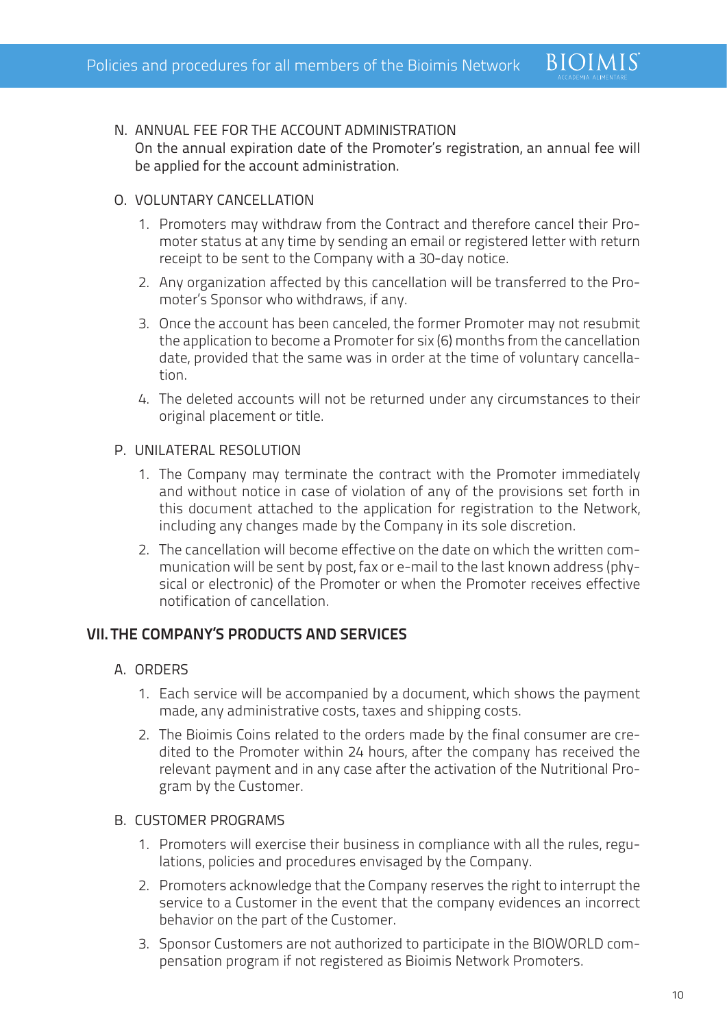N. ANNUAL FEE FOR THE ACCOUNT ADMINISTRATION

On the annual expiration date of the Promoter's registration, an annual fee will be applied for the account administration.

O. VOLUNTARY CANCELLATION

1. Promoters may withdraw from the Contract and therefore cancel their Promoter status at any time by sending an email or registered letter with return receipt to be sent to the Company with a 30-day notice.
2. Any organization affected by this cancellation will be transferred to the Promoter's Sponsor who withdraws, if any.
3. Once the account has been canceled, the former Promoter may not resubmit the application to become a Promoter for six (6) months from the cancellation date, provided that the same was in order at the time of voluntary cancellation.
4. The deleted accounts will not be returned under any circumstances to their original placement or title.

P. UNILATERAL RESOLUTION

1. The Company may terminate the contract with the Promoter immediately and without notice in case of violation of any of the provisions set forth in this document attached to the application for registration to the Network, including any changes made by the Company in its sole discretion.
2. The cancellation will become effective on the date on which the written communication will be sent by post, fax or e-mail to the last known address (physical or electronic) of the Promoter or when the Promoter receives effective notification of cancellation.

## VII. THE COMPANY'S PRODUCTS AND SERVICES

A. ORDERS

1. Each service will be accompanied by a document, which shows the payment made, any administrative costs, taxes and shipping costs.
2. The Bioimis Coins related to the orders made by the final consumer are credited to the Promoter within 24 hours, after the company has received the relevant payment and in any case after the activation of the Nutritional Program by the Customer.

B. CUSTOMER PROGRAMS

1. Promoters will exercise their business in compliance with all the rules, regulations, policies and procedures envisaged by the Company.
2. Promoters acknowledge that the Company reserves the right to interrupt the service to a Customer in the event that the company evidences an incorrect behavior on the part of the Customer.
3. Sponsor Customers are not authorized to participate in the BIOWORLD compensation program if not registered as Bioimis Network Promoters.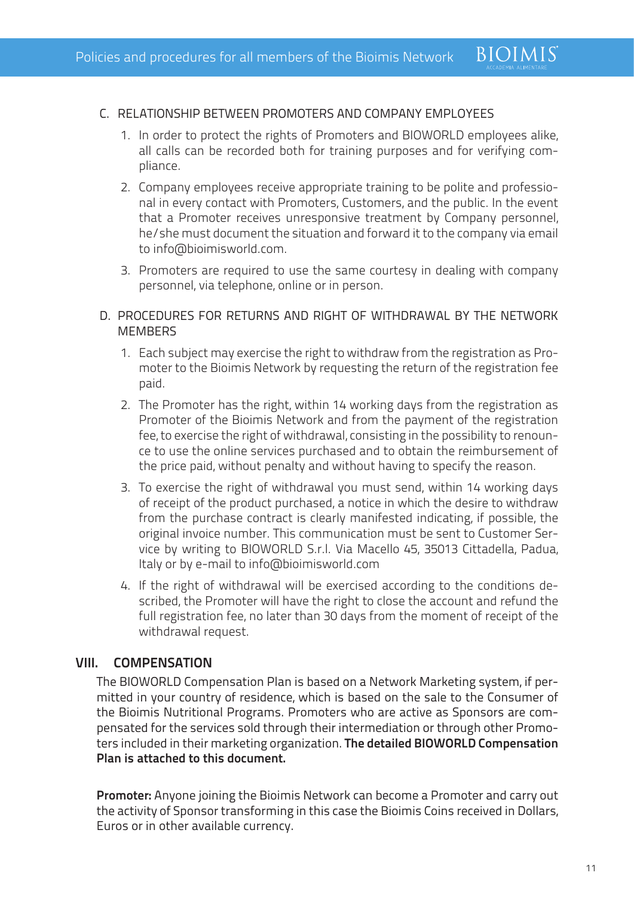C. RELATIONSHIP BETWEEN PROMOTERS AND COMPANY EMPLOYEES

1. In order to protect the rights of Promoters and BIOWORLD employees alike, all calls can be recorded both for training purposes and for verifying compliance.
2. Company employees receive appropriate training to be polite and professional in every contact with Promoters, Customers, and the public. In the event that a Promoter receives unresponsive treatment by Company personnel, he/she must document the situation and forward it to the company via email to info@bioimisworld.com.
3. Promoters are required to use the same courtesy in dealing with company personnel, via telephone, online or in person.

D. PROCEDURES FOR RETURNS AND RIGHT OF WITHDRAWAL BY THE NETWORK MEMBERS

1. Each subject may exercise the right to withdraw from the registration as Promoter to the Bioimis Network by requesting the return of the registration fee paid.
2. The Promoter has the right, within 14 working days from the registration as Promoter of the Bioimis Network and from the payment of the registration fee, to exercise the right of withdrawal, consisting in the possibility to renounce to use the online services purchased and to obtain the reimbursement of the price paid, without penalty and without having to specify the reason.
3. To exercise the right of withdrawal you must send, within 14 working days of receipt of the product purchased, a notice in which the desire to withdraw from the purchase contract is clearly manifested indicating, if possible, the original invoice number. This communication must be sent to Customer Service by writing to BIOWORLD S.r.l. Via Macello 45, 35013 Cittadella, Padua, Italy or by e-mail to info@bioimisworld.com
4. If the right of withdrawal will be exercised according to the conditions described, the Promoter will have the right to close the account and refund the full registration fee, no later than 30 days from the moment of receipt of the withdrawal request.

## VIII. COMPENSATION

The BIOWORLD Compensation Plan is based on a Network Marketing system, if permitted in your country of residence, which is based on the sale to the Consumer of the Bioimis Nutritional Programs. Promoters who are active as Sponsors are compensated for the services sold through their intermediation or through other Promoters included in their marketing organization. **The detailed BIOWORLD Compensation Plan is attached to this document.**

**Promoter:** Anyone joining the Bioimis Network can become a Promoter and carry out the activity of Sponsor transforming in this case the Bioimis Coins received in Dollars, Euros or in other available currency.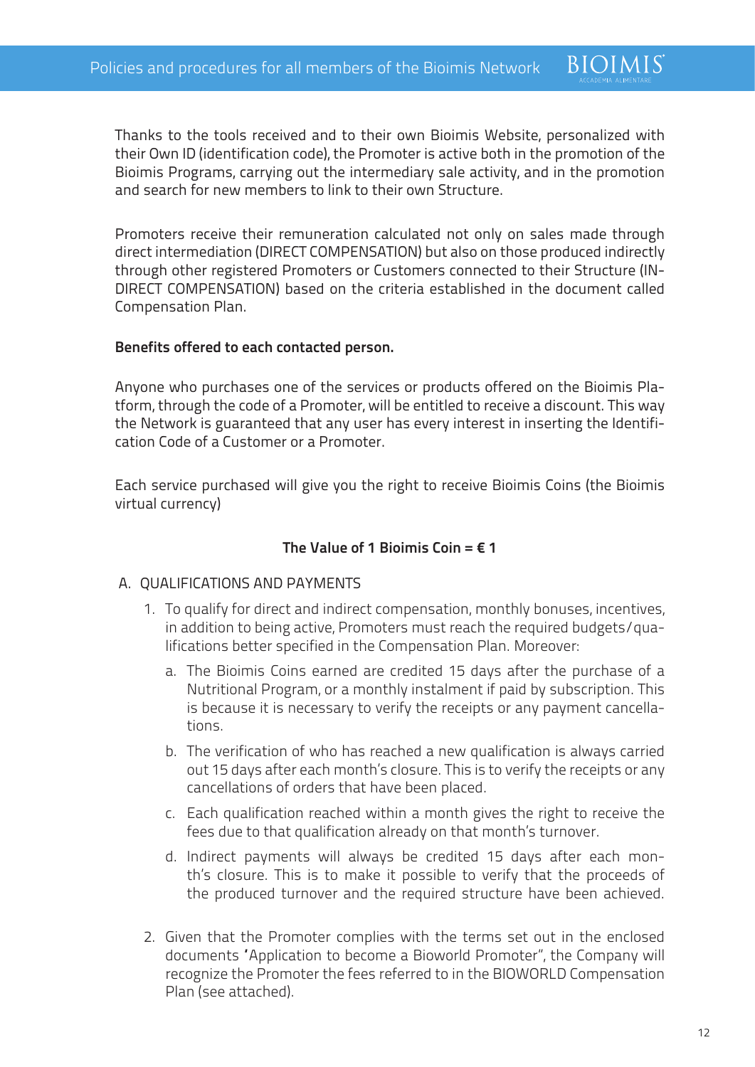Thanks to the tools received and to their own Bioimis Website, personalized with their Own ID (identification code), the Promoter is active both in the promotion of the Bioimis Programs, carrying out the intermediary sale activity, and in the promotion and search for new members to link to their own Structure.

Promoters receive their remuneration calculated not only on sales made through direct intermediation (DIRECT COMPENSATION) but also on those produced indirectly through other registered Promoters or Customers connected to their Structure (INDIRECT COMPENSATION) based on the criteria established in the document called Compensation Plan.

**Benefits offered to each contacted person.**

Anyone who purchases one of the services or products offered on the Bioimis Platform, through the code of a Promoter, will be entitled to receive a discount. This way the Network is guaranteed that any user has every interest in inserting the Identification Code of a Customer or a Promoter.

Each service purchased will give you the right to receive Bioimis Coins (the Bioimis virtual currency)

**The Value of 1 Bioimis Coin = € 1**

A. QUALIFICATIONS AND PAYMENTS

1. To qualify for direct and indirect compensation, monthly bonuses, incentives, in addition to being active, Promoters must reach the required budgets/qualifications better specified in the Compensation Plan. Moreover:
   a. The Bioimis Coins earned are credited 15 days after the purchase of a Nutritional Program, or a monthly instalment if paid by subscription. This is because it is necessary to verify the receipts or any payment cancellations.
   b. The verification of who has reached a new qualification is always carried out 15 days after each month's closure. This is to verify the receipts or any cancellations of orders that have been placed.
   c. Each qualification reached within a month gives the right to receive the fees due to that qualification already on that month's turnover.
   d. Indirect payments will always be credited 15 days after each month's closure. This is to make it possible to verify that the proceeds of the produced turnover and the required structure have been achieved.
2. Given that the Promoter complies with the terms set out in the enclosed documents 'Application to become a Bioworld Promoter", the Company will recognize the Promoter the fees referred to in the BIOWORLD Compensation Plan (see attached).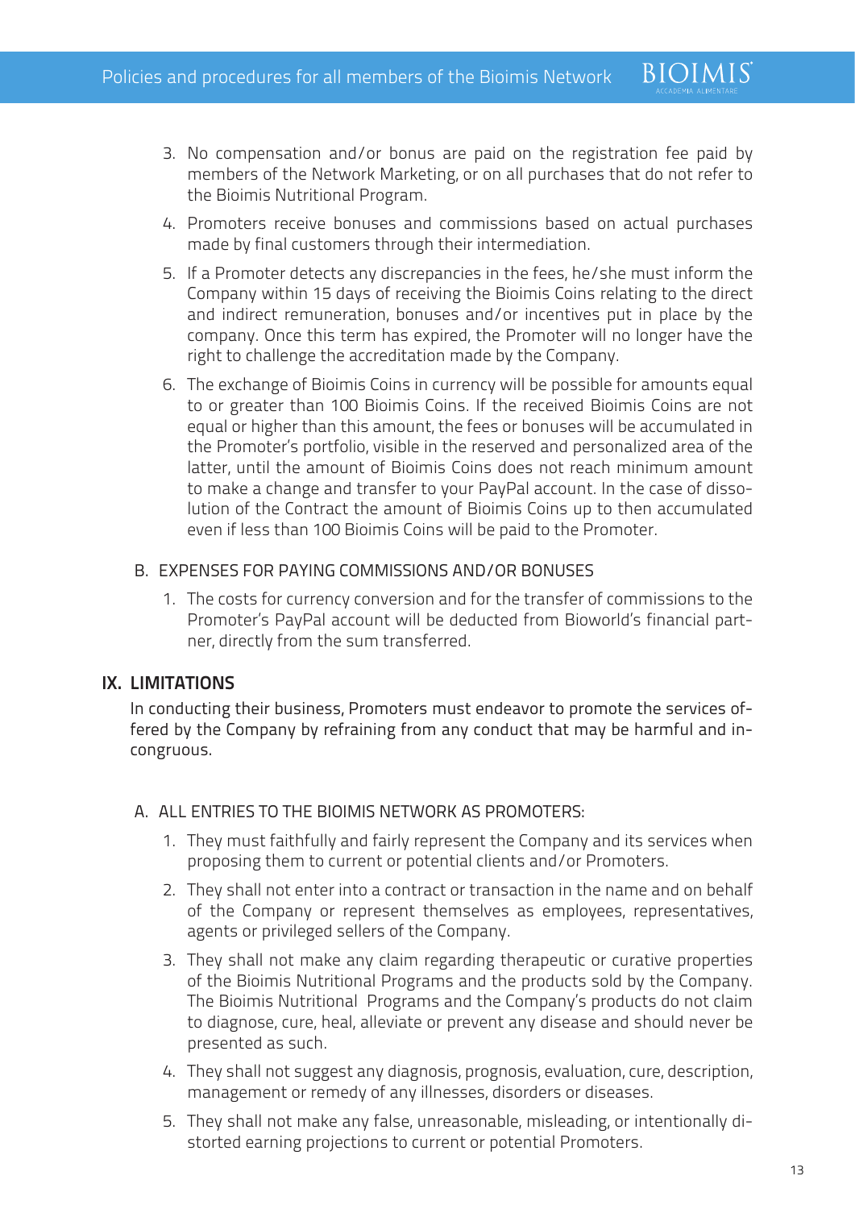3. No compensation and/or bonus are paid on the registration fee paid by members of the Network Marketing, or on all purchases that do not refer to the Bioimis Nutritional Program.
4. Promoters receive bonuses and commissions based on actual purchases made by final customers through their intermediation.
5. If a Promoter detects any discrepancies in the fees, he/she must inform the Company within 15 days of receiving the Bioimis Coins relating to the direct and indirect remuneration, bonuses and/or incentives put in place by the company. Once this term has expired, the Promoter will no longer have the right to challenge the accreditation made by the Company.
6. The exchange of Bioimis Coins in currency will be possible for amounts equal to or greater than 100 Bioimis Coins. If the received Bioimis Coins are not equal or higher than this amount, the fees or bonuses will be accumulated in the Promoter's portfolio, visible in the reserved and personalized area of the latter, until the amount of Bioimis Coins does not reach minimum amount to make a change and transfer to your PayPal account. In the case of dissolution of the Contract the amount of Bioimis Coins up to then accumulated even if less than 100 Bioimis Coins will be paid to the Promoter.

### B. EXPENSES FOR PAYING COMMISSIONS AND/OR BONUSES

1. The costs for currency conversion and for the transfer of commissions to the Promoter's PayPal account will be deducted from Bioworld's financial partner, directly from the sum transferred.

## IX. LIMITATIONS

In conducting their business, Promoters must endeavor to promote the services offered by the Company by refraining from any conduct that may be harmful and incongruous.

### A. ALL ENTRIES TO THE BIOIMIS NETWORK AS PROMOTERS:

1. They must faithfully and fairly represent the Company and its services when proposing them to current or potential clients and/or Promoters.
2. They shall not enter into a contract or transaction in the name and on behalf of the Company or represent themselves as employees, representatives, agents or privileged sellers of the Company.
3. They shall not make any claim regarding therapeutic or curative properties of the Bioimis Nutritional Programs and the products sold by the Company. The Bioimis Nutritional Programs and the Company's products do not claim to diagnose, cure, heal, alleviate or prevent any disease and should never be presented as such.
4. They shall not suggest any diagnosis, prognosis, evaluation, cure, description, management or remedy of any illnesses, disorders or diseases.
5. They shall not make any false, unreasonable, misleading, or intentionally distorted earning projections to current or potential Promoters.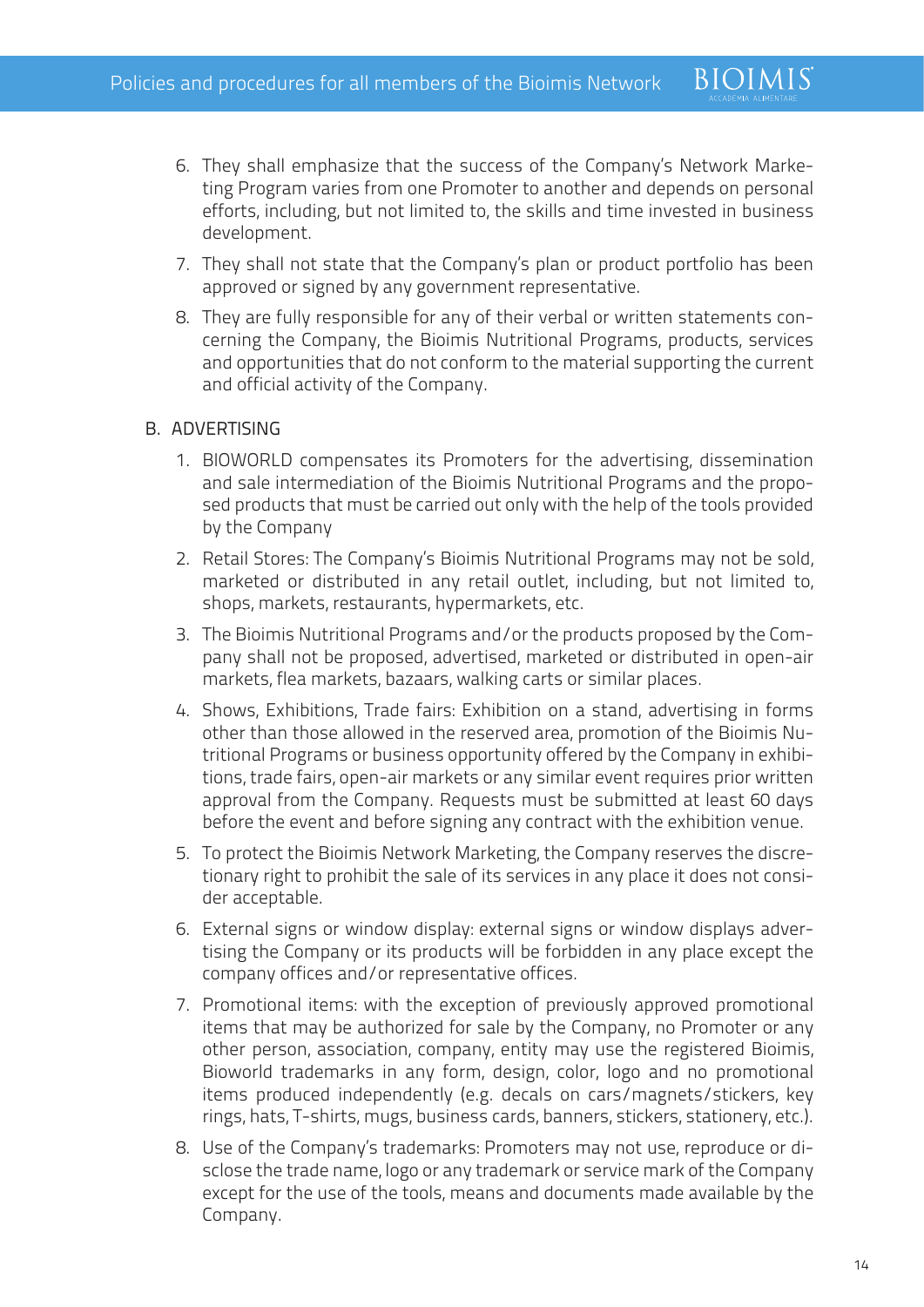6. They shall emphasize that the success of the Company's Network Marketing Program varies from one Promoter to another and depends on personal efforts, including, but not limited to, the skills and time invested in business development.
7. They shall not state that the Company's plan or product portfolio has been approved or signed by any government representative.
8. They are fully responsible for any of their verbal or written statements concerning the Company, the Bioimis Nutritional Programs, products, services and opportunities that do not conform to the material supporting the current and official activity of the Company.

B. ADVERTISING

1. BIOWORLD compensates its Promoters for the advertising, dissemination and sale intermediation of the Bioimis Nutritional Programs and the proposed products that must be carried out only with the help of the tools provided by the Company
2. Retail Stores: The Company's Bioimis Nutritional Programs may not be sold, marketed or distributed in any retail outlet, including, but not limited to, shops, markets, restaurants, hypermarkets, etc.
3. The Bioimis Nutritional Programs and/or the products proposed by the Company shall not be proposed, advertised, marketed or distributed in open-air markets, flea markets, bazaars, walking carts or similar places.
4. Shows, Exhibitions, Trade fairs: Exhibition on a stand, advertising in forms other than those allowed in the reserved area, promotion of the Bioimis Nutritional Programs or business opportunity offered by the Company in exhibitions, trade fairs, open-air markets or any similar event requires prior written approval from the Company. Requests must be submitted at least 60 days before the event and before signing any contract with the exhibition venue.
5. To protect the Bioimis Network Marketing, the Company reserves the discretionary right to prohibit the sale of its services in any place it does not consider acceptable.
6. External signs or window display: external signs or window displays advertising the Company or its products will be forbidden in any place except the company offices and/or representative offices.
7. Promotional items: with the exception of previously approved promotional items that may be authorized for sale by the Company, no Promoter or any other person, association, company, entity may use the registered Bioimis, Bioworld trademarks in any form, design, color, logo and no promotional items produced independently (e.g. decals on cars/magnets/stickers, key rings, hats, T-shirts, mugs, business cards, banners, stickers, stationery, etc.).
8. Use of the Company's trademarks: Promoters may not use, reproduce or disclose the trade name, logo or any trademark or service mark of the Company except for the use of the tools, means and documents made available by the Company.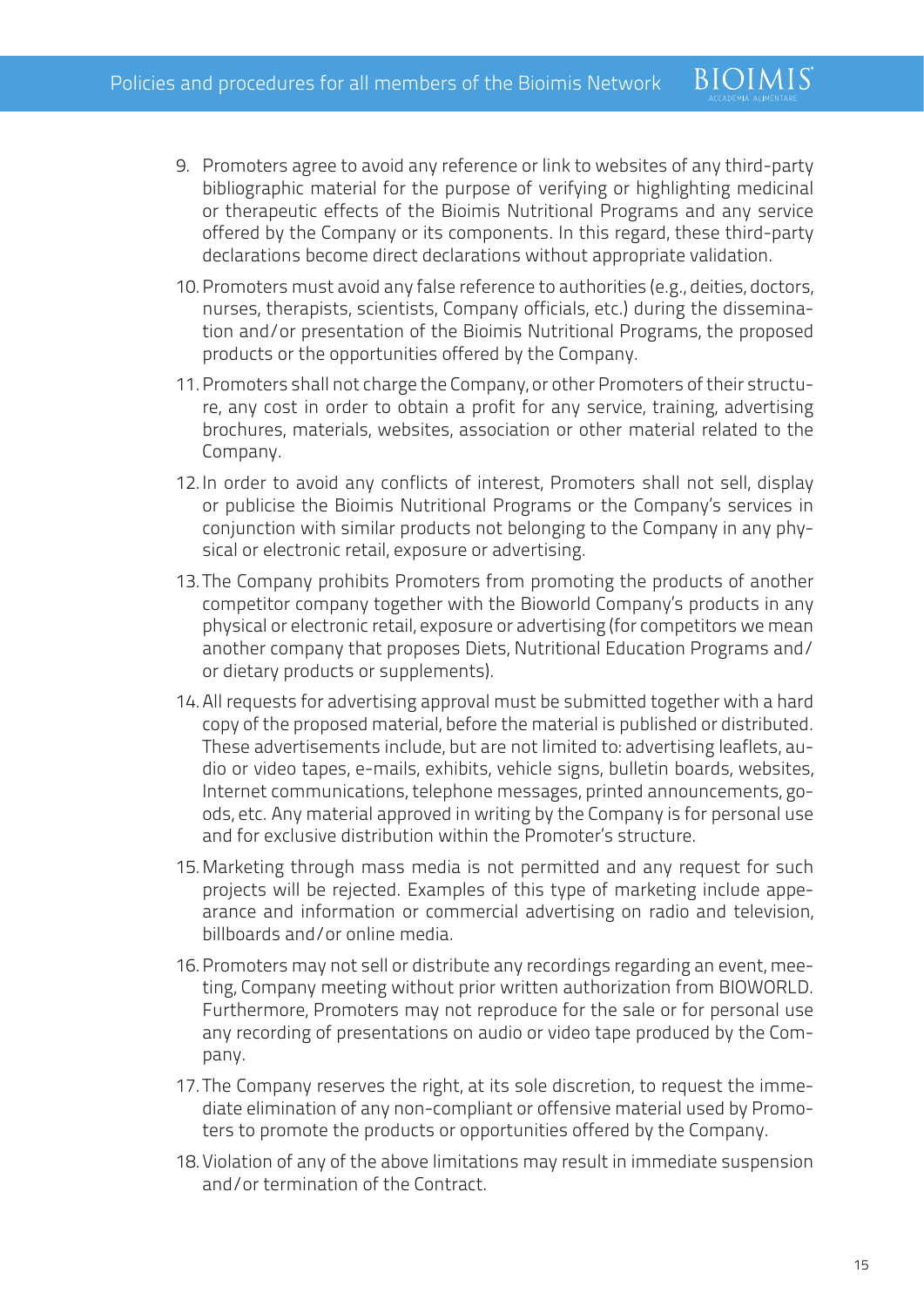9. Promoters agree to avoid any reference or link to websites of any third-party bibliographic material for the purpose of verifying or highlighting medicinal or therapeutic effects of the Bioimis Nutritional Programs and any service offered by the Company or its components. In this regard, these third-party declarations become direct declarations without appropriate validation.
10. Promoters must avoid any false reference to authorities (e.g., deities, doctors, nurses, therapists, scientists, Company officials, etc.) during the dissemination and/or presentation of the Bioimis Nutritional Programs, the proposed products or the opportunities offered by the Company.
11. Promoters shall not charge the Company, or other Promoters of their structure, any cost in order to obtain a profit for any service, training, advertising brochures, materials, websites, association or other material related to the Company.
12. In order to avoid any conflicts of interest, Promoters shall not sell, display or publicise the Bioimis Nutritional Programs or the Company's services in conjunction with similar products not belonging to the Company in any physical or electronic retail, exposure or advertising.
13. The Company prohibits Promoters from promoting the products of another competitor company together with the Bioworld Company's products in any physical or electronic retail, exposure or advertising (for competitors we mean another company that proposes Diets, Nutritional Education Programs and/ or dietary products or supplements).
14. All requests for advertising approval must be submitted together with a hard copy of the proposed material, before the material is published or distributed. These advertisements include, but are not limited to: advertising leaflets, audio or video tapes, e-mails, exhibits, vehicle signs, bulletin boards, websites, Internet communications, telephone messages, printed announcements, goods, etc. Any material approved in writing by the Company is for personal use and for exclusive distribution within the Promoter's structure.
15. Marketing through mass media is not permitted and any request for such projects will be rejected. Examples of this type of marketing include appearance and information or commercial advertising on radio and television, billboards and/or online media.
16. Promoters may not sell or distribute any recordings regarding an event, meeting, Company meeting without prior written authorization from BIOWORLD. Furthermore, Promoters may not reproduce for the sale or for personal use any recording of presentations on audio or video tape produced by the Company.
17. The Company reserves the right, at its sole discretion, to request the immediate elimination of any non-compliant or offensive material used by Promoters to promote the products or opportunities offered by the Company.
18. Violation of any of the above limitations may result in immediate suspension and/or termination of the Contract.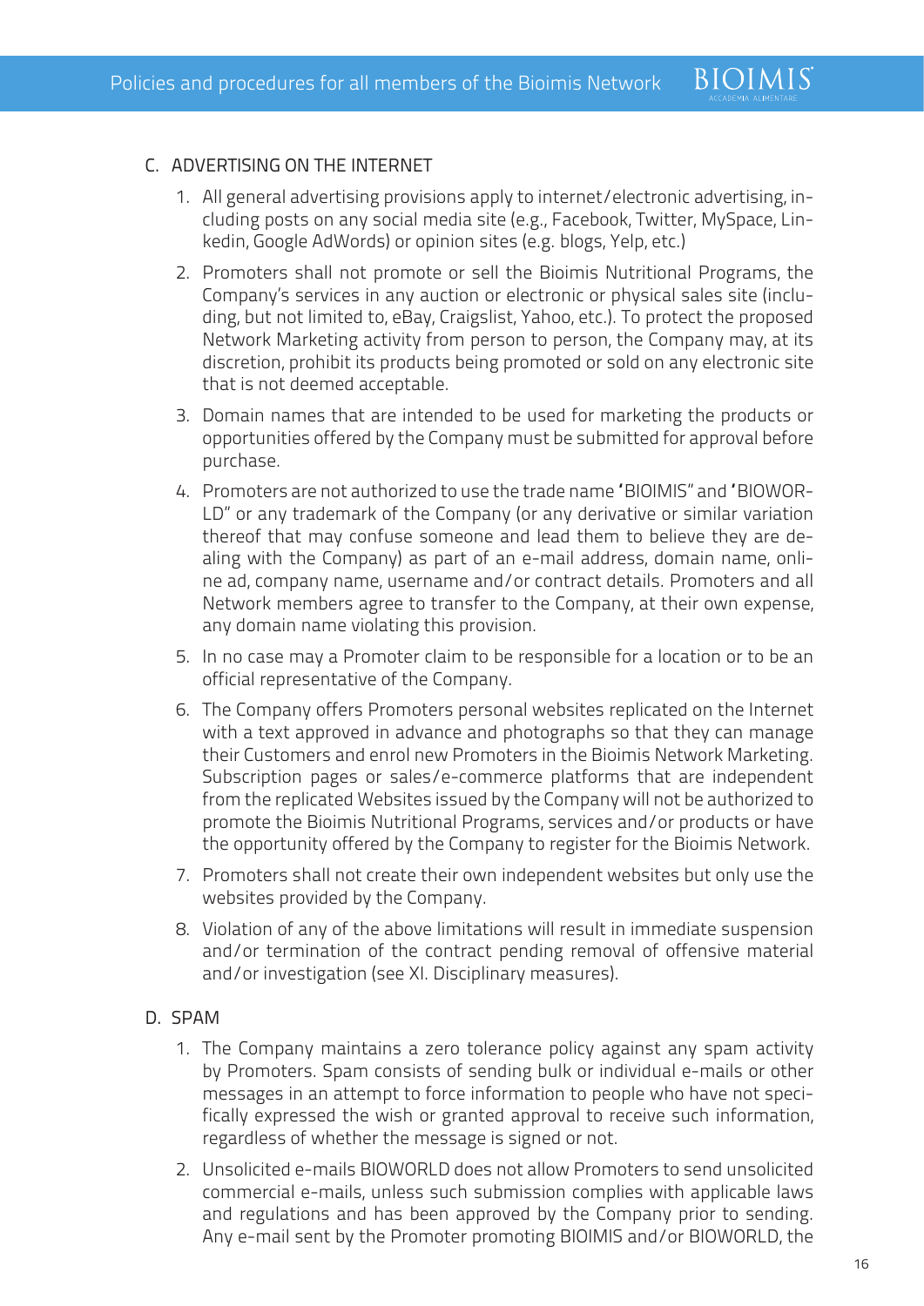## C. ADVERTISING ON THE INTERNET

1. All general advertising provisions apply to internet/electronic advertising, including posts on any social media site (e.g., Facebook, Twitter, MySpace, Linkedin, Google AdWords) or opinion sites (e.g. blogs, Yelp, etc.)

2. Promoters shall not promote or sell the Bioimis Nutritional Programs, the Company's services in any auction or electronic or physical sales site (including, but not limited to, eBay, Craigslist, Yahoo, etc.). To protect the proposed Network Marketing activity from person to person, the Company may, at its discretion, prohibit its products being promoted or sold on any electronic site that is not deemed acceptable.

3. Domain names that are intended to be used for marketing the products or opportunities offered by the Company must be submitted for approval before purchase.

4. Promoters are not authorized to use the trade name "BIOIMIS" and "BIOWORLD" or any trademark of the Company (or any derivative or similar variation thereof that may confuse someone and lead them to believe they are dealing with the Company) as part of an e-mail address, domain name, online ad, company name, username and/or contract details. Promoters and all Network members agree to transfer to the Company, at their own expense, any domain name violating this provision.

5. In no case may a Promoter claim to be responsible for a location or to be an official representative of the Company.

6. The Company offers Promoters personal websites replicated on the Internet with a text approved in advance and photographs so that they can manage their Customers and enrol new Promoters in the Bioimis Network Marketing. Subscription pages or sales/e-commerce platforms that are independent from the replicated Websites issued by the Company will not be authorized to promote the Bioimis Nutritional Programs, services and/or products or have the opportunity offered by the Company to register for the Bioimis Network.

7. Promoters shall not create their own independent websites but only use the websites provided by the Company.

8. Violation of any of the above limitations will result in immediate suspension and/or termination of the contract pending removal of offensive material and/or investigation (see XI. Disciplinary measures).

## D. SPAM

1. The Company maintains a zero tolerance policy against any spam activity by Promoters. Spam consists of sending bulk or individual e-mails or other messages in an attempt to force information to people who have not specifically expressed the wish or granted approval to receive such information, regardless of whether the message is signed or not.

2. Unsolicited e-mails BIOWORLD does not allow Promoters to send unsolicited commercial e-mails, unless such submission complies with applicable laws and regulations and has been approved by the Company prior to sending. Any e-mail sent by the Promoter promoting BIOIMIS and/or BIOWORLD, the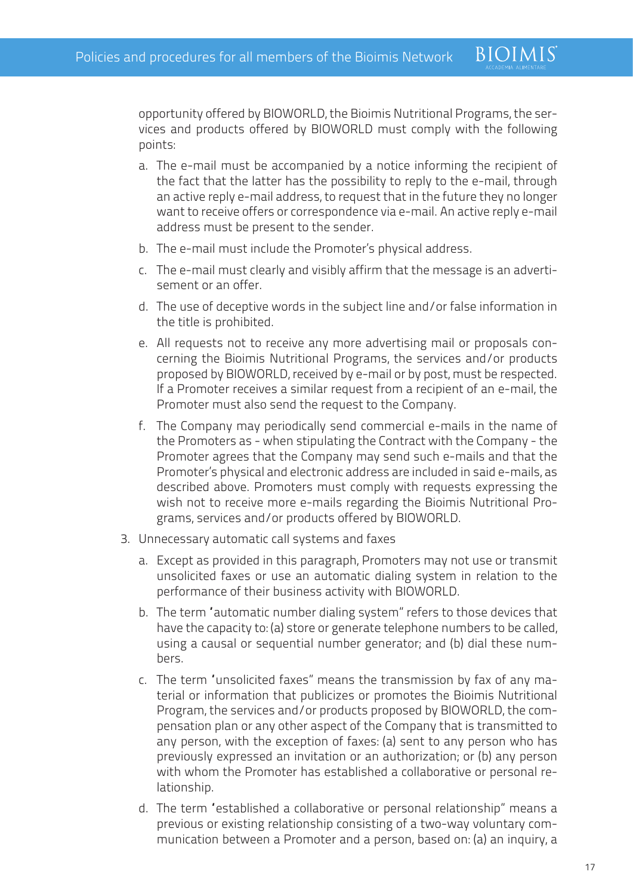opportunity offered by BIOWORLD, the Bioimis Nutritional Programs, the services and products offered by BIOWORLD must comply with the following points:

   a. The e-mail must be accompanied by a notice informing the recipient of the fact that the latter has the possibility to reply to the e-mail, through an active reply e-mail address, to request that in the future they no longer want to receive offers or correspondence via e-mail. An active reply e-mail address must be present to the sender.

   b. The e-mail must include the Promoter's physical address.

   c. The e-mail must clearly and visibly affirm that the message is an advertisement or an offer.

   d. The use of deceptive words in the subject line and/or false information in the title is prohibited.

   e. All requests not to receive any more advertising mail or proposals concerning the Bioimis Nutritional Programs, the services and/or products proposed by BIOWORLD, received by e-mail or by post, must be respected. If a Promoter receives a similar request from a recipient of an e-mail, the Promoter must also send the request to the Company.

   f. The Company may periodically send commercial e-mails in the name of the Promoters as - when stipulating the Contract with the Company - the Promoter agrees that the Company may send such e-mails and that the Promoter's physical and electronic address are included in said e-mails, as described above. Promoters must comply with requests expressing the wish not to receive more e-mails regarding the Bioimis Nutritional Programs, services and/or products offered by BIOWORLD.

3. Unnecessary automatic call systems and faxes

   a. Except as provided in this paragraph, Promoters may not use or transmit unsolicited faxes or use an automatic dialing system in relation to the performance of their business activity with BIOWORLD.

   b. The term 'automatic number dialing system" refers to those devices that have the capacity to: (a) store or generate telephone numbers to be called, using a causal or sequential number generator; and (b) dial these numbers.

   c. The term 'unsolicited faxes" means the transmission by fax of any material or information that publicizes or promotes the Bioimis Nutritional Program, the services and/or products proposed by BIOWORLD, the compensation plan or any other aspect of the Company that is transmitted to any person, with the exception of faxes: (a) sent to any person who has previously expressed an invitation or an authorization; or (b) any person with whom the Promoter has established a collaborative or personal relationship.

   d. The term 'established a collaborative or personal relationship" means a previous or existing relationship consisting of a two-way voluntary communication between a Promoter and a person, based on: (a) an inquiry, a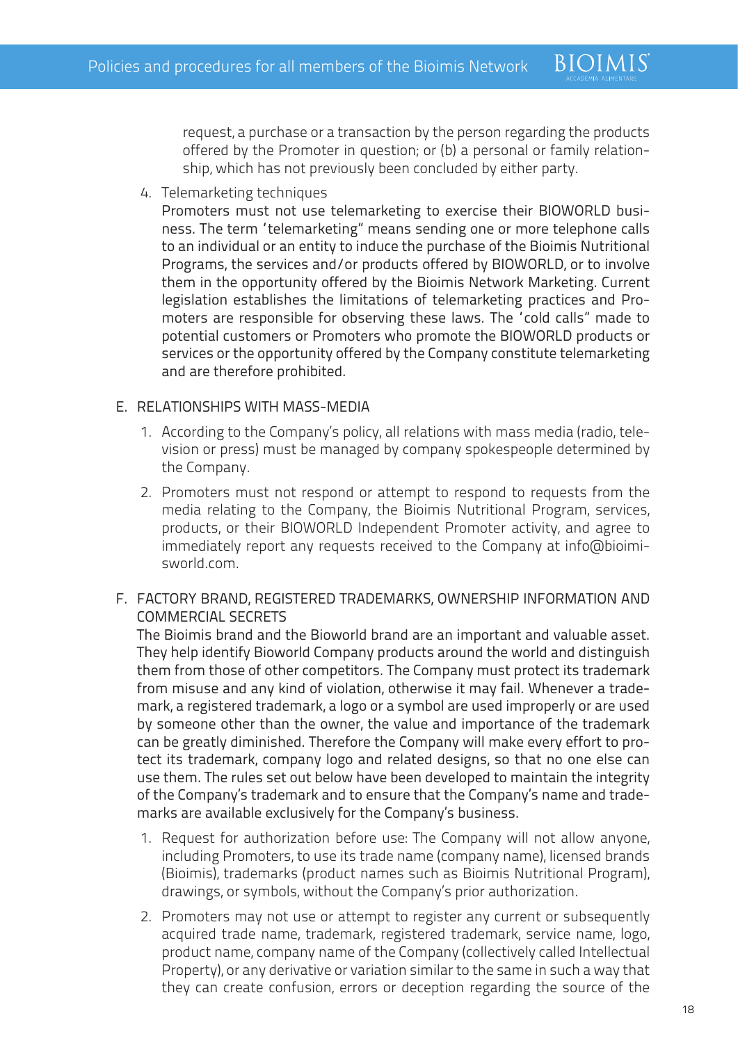request, a purchase or a transaction by the person regarding the products offered by the Promoter in question; or (b) a personal or family relationship, which has not previously been concluded by either party.

4. Telemarketing techniques
   Promoters must not use telemarketing to exercise their BIOWORLD business. The term 'telemarketing" means sending one or more telephone calls to an individual or an entity to induce the purchase of the Bioimis Nutritional Programs, the services and/or products offered by BIOWORLD, or to involve them in the opportunity offered by the Bioimis Network Marketing. Current legislation establishes the limitations of telemarketing practices and Promoters are responsible for observing these laws. The 'cold calls" made to potential customers or Promoters who promote the BIOWORLD products or services or the opportunity offered by the Company constitute telemarketing and are therefore prohibited.

E. RELATIONSHIPS WITH MASS-MEDIA

1. According to the Company's policy, all relations with mass media (radio, television or press) must be managed by company spokespeople determined by the Company.
2. Promoters must not respond or attempt to respond to requests from the media relating to the Company, the Bioimis Nutritional Program, services, products, or their BIOWORLD Independent Promoter activity, and agree to immediately report any requests received to the Company at info@bioimisworld.com.

F. FACTORY BRAND, REGISTERED TRADEMARKS, OWNERSHIP INFORMATION AND COMMERCIAL SECRETS
The Bioimis brand and the Bioworld brand are an important and valuable asset. They help identify Bioworld Company products around the world and distinguish them from those of other competitors. The Company must protect its trademark from misuse and any kind of violation, otherwise it may fail. Whenever a trademark, a registered trademark, a logo or a symbol are used improperly or are used by someone other than the owner, the value and importance of the trademark can be greatly diminished. Therefore the Company will make every effort to protect its trademark, company logo and related designs, so that no one else can use them. The rules set out below have been developed to maintain the integrity of the Company's trademark and to ensure that the Company's name and trademarks are available exclusively for the Company's business.

1. Request for authorization before use: The Company will not allow anyone, including Promoters, to use its trade name (company name), licensed brands (Bioimis), trademarks (product names such as Bioimis Nutritional Program), drawings, or symbols, without the Company's prior authorization.
2. Promoters may not use or attempt to register any current or subsequently acquired trade name, trademark, registered trademark, service name, logo, product name, company name of the Company (collectively called Intellectual Property), or any derivative or variation similar to the same in such a way that they can create confusion, errors or deception regarding the source of the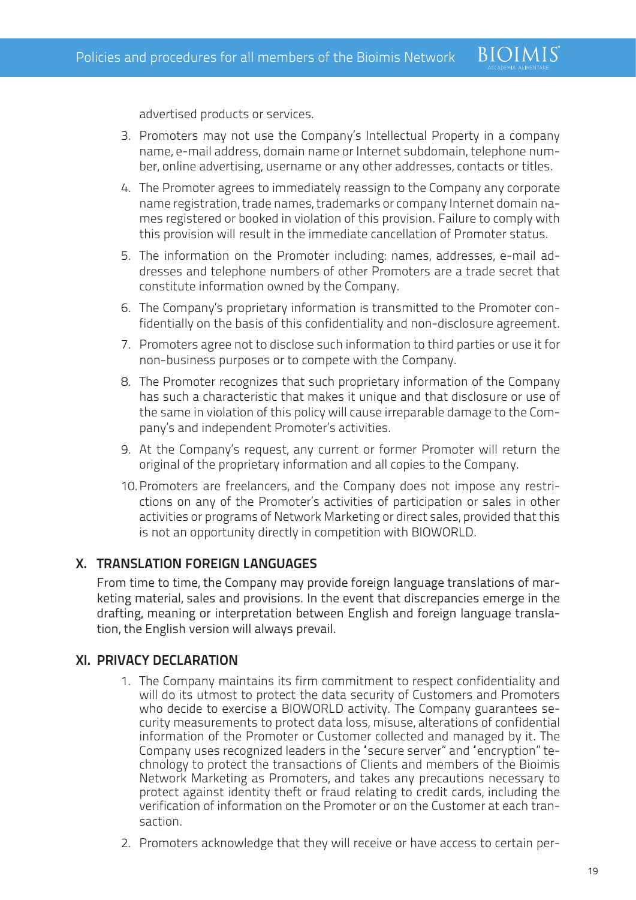advertised products or services.

3. Promoters may not use the Company's Intellectual Property in a company name, e-mail address, domain name or Internet subdomain, telephone number, online advertising, username or any other addresses, contacts or titles.
4. The Promoter agrees to immediately reassign to the Company any corporate name registration, trade names, trademarks or company Internet domain names registered or booked in violation of this provision. Failure to comply with this provision will result in the immediate cancellation of Promoter status.
5. The information on the Promoter including: names, addresses, e-mail addresses and telephone numbers of other Promoters are a trade secret that constitute information owned by the Company.
6. The Company's proprietary information is transmitted to the Promoter confidentially on the basis of this confidentiality and non-disclosure agreement.
7. Promoters agree not to disclose such information to third parties or use it for non-business purposes or to compete with the Company.
8. The Promoter recognizes that such proprietary information of the Company has such a characteristic that makes it unique and that disclosure or use of the same in violation of this policy will cause irreparable damage to the Company's and independent Promoter's activities.
9. At the Company's request, any current or former Promoter will return the original of the proprietary information and all copies to the Company.
10. Promoters are freelancers, and the Company does not impose any restrictions on any of the Promoter's activities of participation or sales in other activities or programs of Network Marketing or direct sales, provided that this is not an opportunity directly in competition with BIOWORLD.

## X. TRANSLATION FOREIGN LANGUAGES

From time to time, the Company may provide foreign language translations of marketing material, sales and provisions. In the event that discrepancies emerge in the drafting, meaning or interpretation between English and foreign language translation, the English version will always prevail.

## XI. PRIVACY DECLARATION

1. The Company maintains its firm commitment to respect confidentiality and will do its utmost to protect the data security of Customers and Promoters who decide to exercise a BIOWORLD activity. The Company guarantees security measurements to protect data loss, misuse, alterations of confidential information of the Promoter or Customer collected and managed by it. The Company uses recognized leaders in the 'secure server" and 'encryption" technology to protect the transactions of Clients and members of the Bioimis Network Marketing as Promoters, and takes any precautions necessary to protect against identity theft or fraud relating to credit cards, including the verification of information on the Promoter or on the Customer at each transaction.
2. Promoters acknowledge that they will receive or have access to certain per-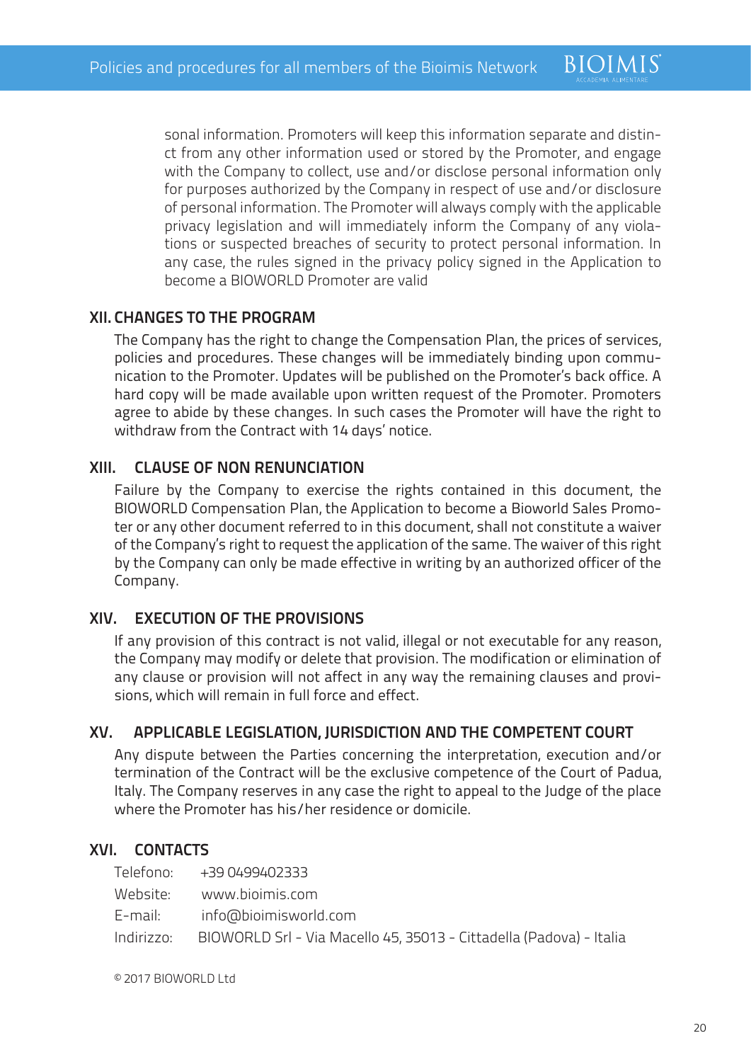sonal information. Promoters will keep this information separate and distinct from any other information used or stored by the Promoter, and engage with the Company to collect, use and/or disclose personal information only for purposes authorized by the Company in respect of use and/or disclosure of personal information. The Promoter will always comply with the applicable privacy legislation and will immediately inform the Company of any violations or suspected breaches of security to protect personal information. In any case, the rules signed in the privacy policy signed in the Application to become a BIOWORLD Promoter are valid

## XII. CHANGES TO THE PROGRAM

The Company has the right to change the Compensation Plan, the prices of services, policies and procedures. These changes will be immediately binding upon communication to the Promoter. Updates will be published on the Promoter's back office. A hard copy will be made available upon written request of the Promoter. Promoters agree to abide by these changes. In such cases the Promoter will have the right to withdraw from the Contract with 14 days' notice.

## XIII. CLAUSE OF NON RENUNCIATION

Failure by the Company to exercise the rights contained in this document, the BIOWORLD Compensation Plan, the Application to become a Bioworld Sales Promoter or any other document referred to in this document, shall not constitute a waiver of the Company's right to request the application of the same. The waiver of this right by the Company can only be made effective in writing by an authorized officer of the Company.

## XIV. EXECUTION OF THE PROVISIONS

If any provision of this contract is not valid, illegal or not executable for any reason, the Company may modify or delete that provision. The modification or elimination of any clause or provision will not affect in any way the remaining clauses and provisions, which will remain in full force and effect.

## XV. APPLICABLE LEGISLATION, JURISDICTION AND THE COMPETENT COURT

Any dispute between the Parties concerning the interpretation, execution and/or termination of the Contract will be the exclusive competence of the Court of Padua, Italy. The Company reserves in any case the right to appeal to the Judge of the place where the Promoter has his/her residence or domicile.

## XVI. CONTACTS

Telefono: +39 0499402333
Website: www.bioimis.com
E-mail: info@bioimisworld.com
Indirizzo: BIOWORLD Srl - Via Macello 45, 35013 - Cittadella (Padova) - Italia

© 2017 BIOWORLD Ltd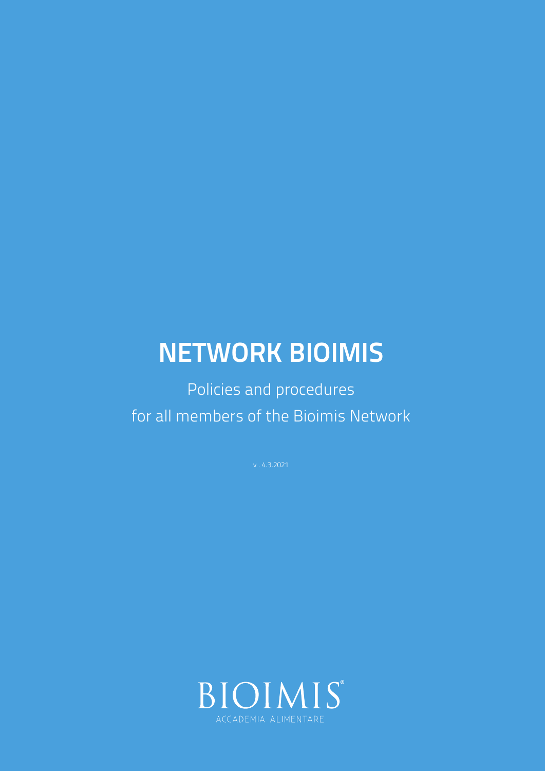# NETWORK BIOIMIS

Policies and procedures
for all members of the Bioimis Network

v . 4.3.2021

BIOIMIS®
ACCADEMIA ALIMENTARE